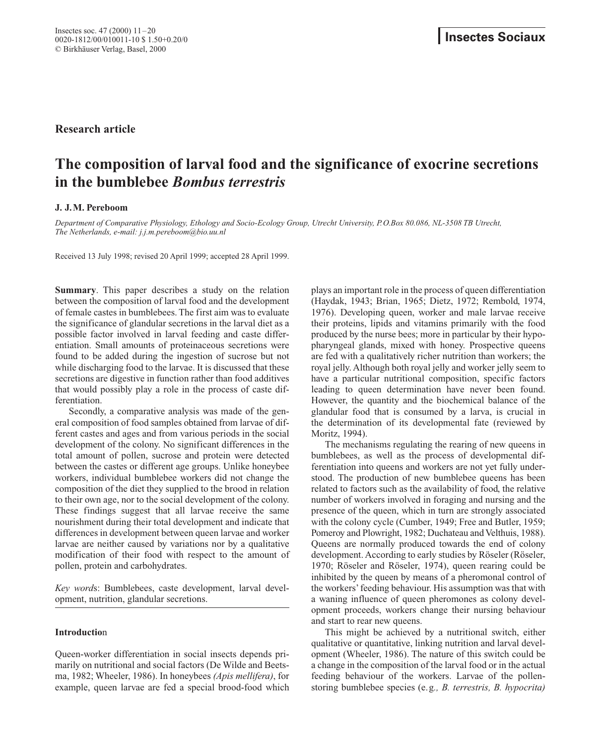**Research article**

# The composition of larval food and the significance of exocrine secretions in the bumblebee *Bombus terrestris*

**J. J. M. Pereboom**

*Department of Comparative Physiology, Ethology and Socio-Ecology Group, Utrecht University, P.O.Box 80.086, NL-3508 TB Utrecht, The Netherlands, e-mail: j.j.m.pereboom@bio.uu.nl*

Received 13 July 1998; revised 20 April 1999; accepted 28 April 1999.

**Summary**. This paper describes a study on the relation between the composition of larval food and the development of female castes in bumblebees. The first aim was to evaluate the significance of glandular secretions in the larval diet as a possible factor involved in larval feeding and caste differentiation. Small amounts of proteinaceous secretions were found to be added during the ingestion of sucrose but not while discharging food to the larvae. It is discussed that these secretions are digestive in function rather than food additives that would possibly play a role in the process of caste differentiation.

Secondly, a comparative analysis was made of the general composition of food samples obtained from larvae of different castes and ages and from various periods in the social development of the colony. No significant differences in the total amount of pollen, sucrose and protein were detected between the castes or different age groups. Unlike honeybee workers, individual bumblebee workers did not change the composition of the diet they supplied to the brood in relation to their own age, nor to the social development of the colony. These findings suggest that all larvae receive the same nourishment during their total development and indicate that differences in development between queen larvae and worker larvae are neither caused by variations nor by a qualitative modification of their food with respect to the amount of pollen, protein and carbohydrates.

*Key words*: Bumblebees, caste development, larval development, nutrition, glandular secretions.

## Introduction

Queen-worker differentiation in social insects depends primarily on nutritional and social factors (De Wilde and Beetsma, 1982; Wheeler, 1986). In honeybees *(Apis mellifera)*, for example, queen larvae are fed a special brood-food which plays an important role in the process of queen differentiation (Haydak, 1943; Brian, 1965; Dietz, 1972; Rembold, 1974, 1976). Developing queen, worker and male larvae receive their proteins, lipids and vitamins primarily with the food produced by the nurse bees; more in particular by their hypopharyngeal glands, mixed with honey. Prospective queens are fed with a qualitatively richer nutrition than workers; the royal jelly. Although both royal jelly and worker jelly seem to have a particular nutritional composition, specific factors leading to queen determination have never been found. However, the quantity and the biochemical balance of the glandular food that is consumed by a larva, is crucial in the determination of its developmental fate (reviewed by Moritz, 1994).

The mechanisms regulating the rearing of new queens in bumblebees, as well as the process of developmental differentiation into queens and workers are not yet fully understood. The production of new bumblebee queens has been related to factors such as the availability of food, the relative number of workers involved in foraging and nursing and the presence of the queen, which in turn are strongly associated with the colony cycle (Cumber, 1949; Free and Butler, 1959; Pomeroy and Plowright, 1982; Duchateau and Velthuis, 1988). Queens are normally produced towards the end of colony development. According to early studies by Röseler (Röseler, 1970; Röseler and Röseler, 1974), queen rearing could be inhibited by the queen by means of a pheromonal control of the workers' feeding behaviour. His assumption was that with a waning influence of queen pheromones as colony development proceeds, workers change their nursing behaviour and start to rear new queens.

This might be achieved by a nutritional switch, either qualitative or quantitative, linking nutrition and larval development (Wheeler, 1986). The nature of this switch could be a change in the composition of the larval food or in the actual feeding behaviour of the workers. Larvae of the pollen-storing bumblebee species (e.g., *B. terrestris, B. hypocrita)*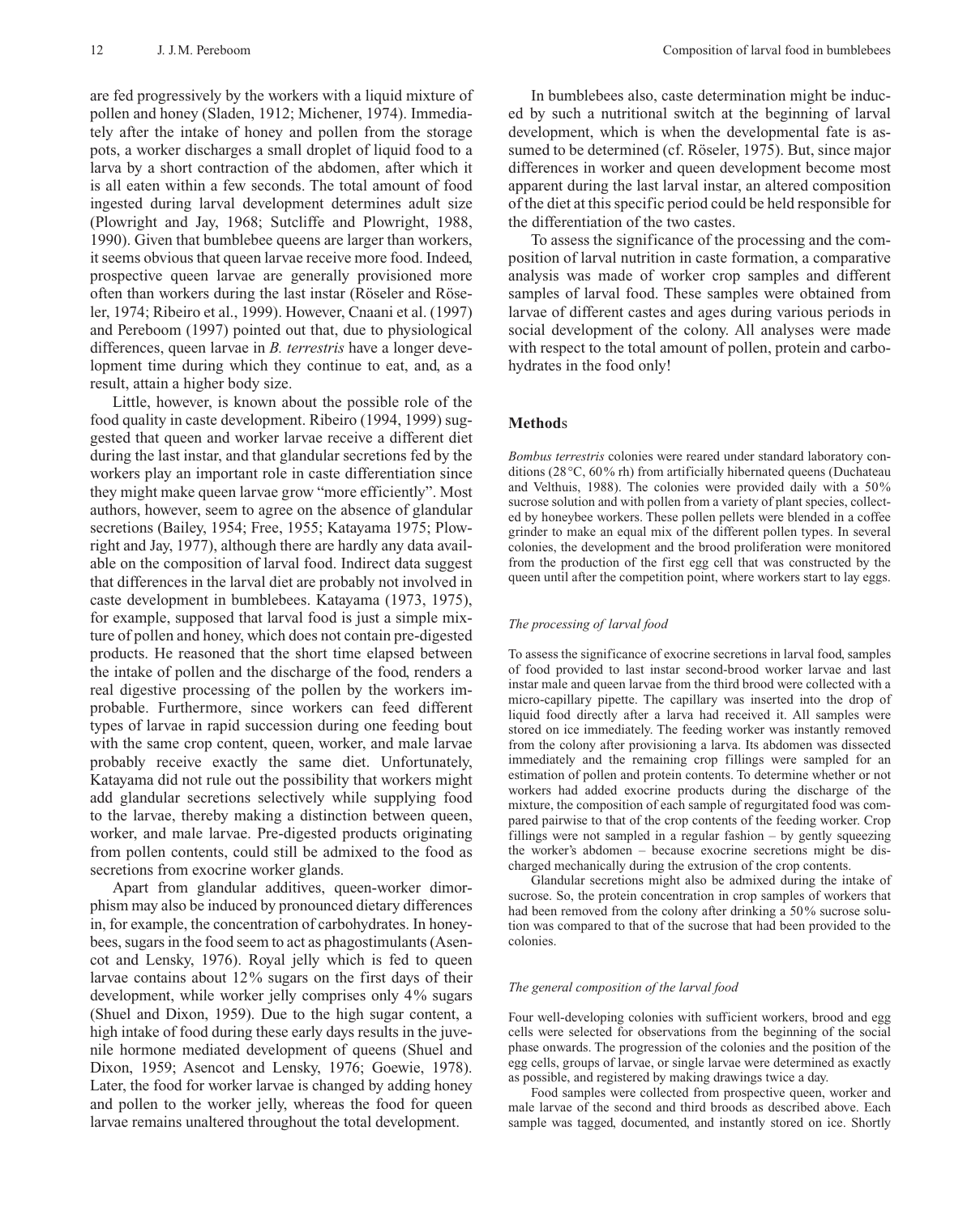are fed progressively by the workers with a liquid mixture of pollen and honey (Sladen, 1912; Michener, 1974). Immediately after the intake of honey and pollen from the storage pots, a worker discharges a small droplet of liquid food to a larva by a short contraction of the abdomen, after which it is all eaten within a few seconds. The total amount of food ingested during larval development determines adult size (Plowright and Jay, 1968; Sutcliffe and Plowright, 1988, 1990). Given that bumblebee queens are larger than workers, it seems obvious that queen larvae receive more food. Indeed, prospective queen larvae are generally provisioned more often than workers during the last instar (Röseler and Röseler, 1974; Ribeiro et al., 1999). However, Cnaani et al. (1997) and Pereboom (1997) pointed out that, due to physiological differences, queen larvae in *B. terrestris* have a longer development time during which they continue to eat, and, as a result, attain a higher body size.

Little, however, is known about the possible role of the food quality in caste development. Ribeiro (1994, 1999) suggested that queen and worker larvae receive a different diet during the last instar, and that glandular secretions fed by the workers play an important role in caste differentiation since they might make queen larvae grow "more efficiently". Most authors, however, seem to agree on the absence of glandular secretions (Bailey, 1954; Free, 1955; Katayama 1975; Plowright and Jay, 1977), although there are hardly any data available on the composition of larval food. Indirect data suggest that differences in the larval diet are probably not involved in caste development in bumblebees. Katayama (1973, 1975), for example, supposed that larval food is just a simple mixture of pollen and honey, which does not contain pre-digested products. He reasoned that the short time elapsed between the intake of pollen and the discharge of the food, renders a real digestive processing of the pollen by the workers improbable. Furthermore, since workers can feed different types of larvae in rapid succession during one feeding bout with the same crop content, queen, worker, and male larvae probably receive exactly the same diet. Unfortunately, Katayama did not rule out the possibility that workers might add glandular secretions selectively while supplying food to the larvae, thereby making a distinction between queen, worker, and male larvae. Pre-digested products originating from pollen contents, could still be admixed to the food as secretions from exocrine worker glands.

Apart from glandular additives, queen-worker dimorphism may also be induced by pronounced dietary differences in, for example, the concentration of carbohydrates. In honeybees, sugars in the food seem to act as phagostimulants (Asencot and Lensky, 1976). Royal jelly which is fed to queen larvae contains about 12% sugars on the first days of their development, while worker jelly comprises only 4% sugars (Shuel and Dixon, 1959). Due to the high sugar content, a high intake of food during these early days results in the juvenile hormone mediated development of queens (Shuel and Dixon, 1959; Asencot and Lensky, 1976; Goewie, 1978). Later, the food for worker larvae is changed by adding honey and pollen to the worker jelly, whereas the food for queen larvae remains unaltered throughout the total development.

In bumblebees also, caste determination might be induced by such a nutritional switch at the beginning of larval development, which is when the developmental fate is assumed to be determined (cf. Röseler, 1975). But, since major differences in worker and queen development become most apparent during the last larval instar, an altered composition of the diet at this specific period could be held responsible for the differentiation of the two castes.

To assess the significance of the processing and the composition of larval nutrition in caste formation, a comparative analysis was made of worker crop samples and different samples of larval food. These samples were obtained from larvae of different castes and ages during various periods in social development of the colony. All analyses were made with respect to the total amount of pollen, protein and carbohydrates in the food only!

## Methods

*Bombus terrestris* colonies were reared under standard laboratory conditions (28 °C, 60% rh) from artificially hibernated queens (Duchateau and Velthuis, 1988). The colonies were provided daily with a 50% sucrose solution and with pollen from a variety of plant species, collected by honeybee workers. These pollen pellets were blended in a coffee grinder to make an equal mix of the different pollen types. In several colonies, the development and the brood proliferation were monitored from the production of the first egg cell that was constructed by the queen until after the competition point, where workers start to lay eggs.

### *The processing of larval food*

To assess the significance of exocrine secretions in larval food, samples of food provided to last instar second-brood worker larvae and last instar male and queen larvae from the third brood were collected with a micro-capillary pipette. The capillary was inserted into the drop of liquid food directly after a larva had received it. All samples were stored on ice immediately. The feeding worker was instantly removed from the colony after provisioning a larva. Its abdomen was dissected immediately and the remaining crop fillings were sampled for an estimation of pollen and protein contents. To determine whether or not workers had added exocrine products during the discharge of the mixture, the composition of each sample of regurgitated food was compared pairwise to that of the crop contents of the feeding worker. Crop fillings were not sampled in a regular fashion – by gently squeezing the worker's abdomen – because exocrine secretions might be discharged mechanically during the extrusion of the crop contents.

Glandular secretions might also be admixed during the intake of sucrose. So, the protein concentration in crop samples of workers that had been removed from the colony after drinking a 50% sucrose solution was compared to that of the sucrose that had been provided to the colonies.

### *The general composition of the larval food*

Four well-developing colonies with sufficient workers, brood and egg cells were selected for observations from the beginning of the social phase onwards. The progression of the colonies and the position of the egg cells, groups of larvae, or single larvae were determined as exactly as possible, and registered by making drawings twice a day.

Food samples were collected from prospective queen, worker and male larvae of the second and third broods as described above. Each sample was tagged, documented, and instantly stored on ice. Shortly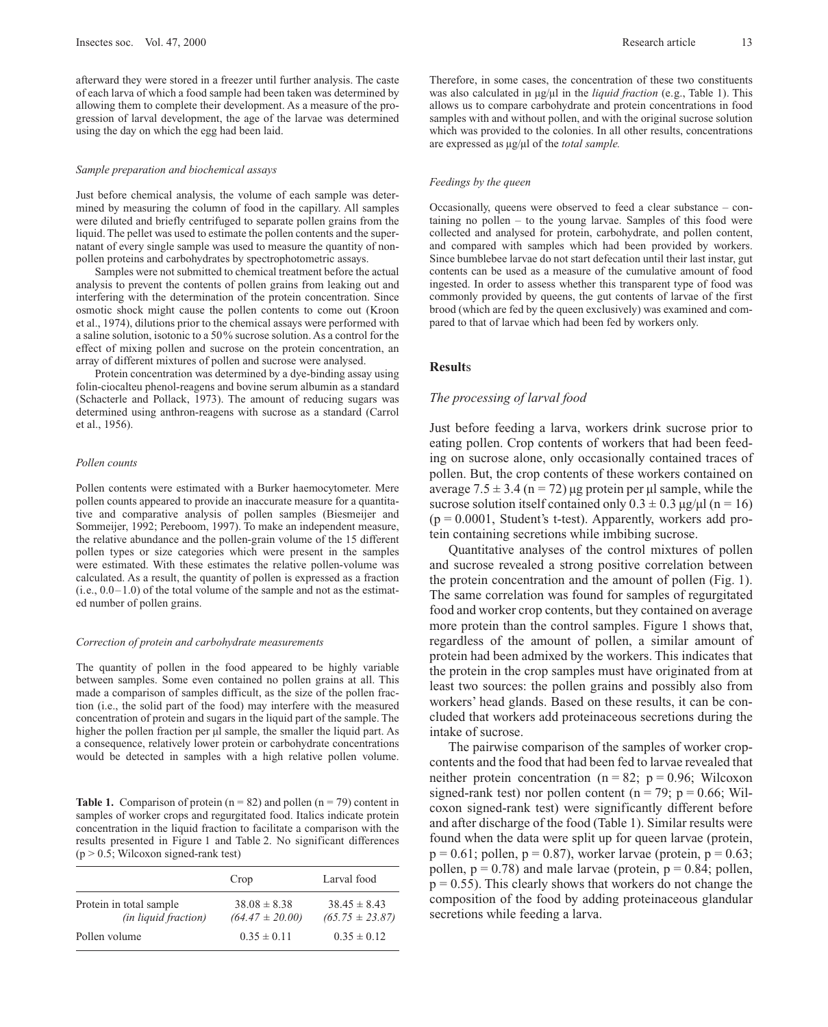afterward they were stored in a freezer until further analysis. The caste of each larva of which a food sample had been taken was determined by allowing them to complete their development. As a measure of the progression of larval development, the age of the larvae was determined using the day on which the egg had been laid.

### *Sample preparation and biochemical assays*

Just before chemical analysis, the volume of each sample was determined by measuring the column of food in the capillary. All samples were diluted and briefly centrifuged to separate pollen grains from the liquid. The pellet was used to estimate the pollen contents and the supernatant of every single sample was used to measure the quantity of non-pollen proteins and carbohydrates by spectrophotometric assays.

Samples were not submitted to chemical treatment before the actual analysis to prevent the contents of pollen grains from leaking out and interfering with the determination of the protein concentration. Since osmotic shock might cause the pollen contents to come out (Kroon et al., 1974), dilutions prior to the chemical assays were performed with a saline solution, isotonic to a 50% sucrose solution. As a control for the effect of mixing pollen and sucrose on the protein concentration, an array of different mixtures of pollen and sucrose were analysed.

Protein concentration was determined by a dye-binding assay using folin-ciocalteu phenol-reagens and bovine serum albumin as a standard (Schacterle and Pollack, 1973). The amount of reducing sugars was determined using anthron-reagens with sucrose as a standard (Carrol et al., 1956).

### *Pollen counts*

Pollen contents were estimated with a Burker haemocytometer. Mere pollen counts appeared to provide an inaccurate measure for a quantitative and comparative analysis of pollen samples (Biesmeijer and Sommeijer, 1992; Pereboom, 1997). To make an independent measure, the relative abundance and the pollen-grain volume of the 15 different pollen types or size categories which were present in the samples were estimated. With these estimates the relative pollen-volume was calculated. As a result, the quantity of pollen is expressed as a fraction (i.e., 0.0–1.0) of the total volume of the sample and not as the estimated number of pollen grains.

### *Correction of protein and carbohydrate measurements*

The quantity of pollen in the food appeared to be highly variable between samples. Some even contained no pollen grains at all. This made a comparison of samples difficult, as the size of the pollen fraction (i.e., the solid part of the food) may interfere with the measured concentration of protein and sugars in the liquid part of the sample. The higher the pollen fraction per µl sample, the smaller the liquid part. As a consequence, relatively lower protein or carbohydrate concentrations would be detected in samples with a high relative pollen volume.

**Table 1.** Comparison of protein ($n = 82$) and pollen ($n = 79$) content in samples of worker crops and regurgitated food. Italics indicate protein concentration in the liquid fraction to facilitate a comparison with the results presented in Figure 1 and Table 2. No significant differences ($p > 0.5$; Wilcoxon signed-rank test)

| | Crop | Larval food |
|---|---|---|
| Protein in total sample<br>*(in liquid fraction)* | $38.08 \pm 8.38$<br>*($64.47 \pm 20.00$)* | $38.45 \pm 8.43$<br>*($65.75 \pm 23.87$)* |
| Pollen volume | $0.35 \pm 0.11$ | $0.35 \pm 0.12$ |

Therefore, in some cases, the concentration of these two constituents was also calculated in µg/µl in the *liquid fraction* (e.g., Table 1). This allows us to compare carbohydrate and protein concentrations in food samples with and without pollen, and with the original sucrose solution which was provided to the colonies. In all other results, concentrations are expressed as µg/µl of the *total sample.*

### *Feedings by the queen*

Occasionally, queens were observed to feed a clear substance – containing no pollen – to the young larvae. Samples of this food were collected and analysed for protein, carbohydrate, and pollen content, and compared with samples which had been provided by workers. Since bumblebee larvae do not start defecation until their last instar, gut contents can be used as a measure of the cumulative amount of food ingested. In order to assess whether this transparent type of food was commonly provided by queens, the gut contents of larvae of the first brood (which are fed by the queen exclusively) was examined and compared to that of larvae which had been fed by workers only.

## Results

### *The processing of larval food*

Just before feeding a larva, workers drink sucrose prior to eating pollen. Crop contents of workers that had been feeding on sucrose alone, only occasionally contained traces of pollen. But, the crop contents of these workers contained on average $7.5 \pm 3.4$ ($n = 72$) µg protein per µl sample, while the sucrose solution itself contained only $0.3 \pm 0.3$ µg/µl ($n = 16$) ($p = 0.0001$, Student's t-test). Apparently, workers add protein containing secretions while imbibing sucrose.

Quantitative analyses of the control mixtures of pollen and sucrose revealed a strong positive correlation between the protein concentration and the amount of pollen (Fig. 1). The same correlation was found for samples of regurgitated food and worker crop contents, but they contained on average more protein than the control samples. Figure 1 shows that, regardless of the amount of pollen, a similar amount of protein had been admixed by the workers. This indicates that the protein in the crop samples must have originated from at least two sources: the pollen grains and possibly also from workers' head glands. Based on these results, it can be concluded that workers add proteinaceous secretions during the intake of sucrose.

The pairwise comparison of the samples of worker crop-contents and the food that had been fed to larvae revealed that neither protein concentration ($n = 82$; $p = 0.96$; Wilcoxon signed-rank test) nor pollen content ($n = 79$; $p = 0.66$; Wilcoxon signed-rank test) were significantly different before and after discharge of the food (Table 1). Similar results were found when the data were split up for queen larvae (protein, $p = 0.61$; pollen, $p = 0.87$), worker larvae (protein, $p = 0.63$; pollen, $p = 0.78$) and male larvae (protein, $p = 0.84$; pollen, $p = 0.55$). This clearly shows that workers do not change the composition of the food by adding proteinaceous glandular secretions while feeding a larva.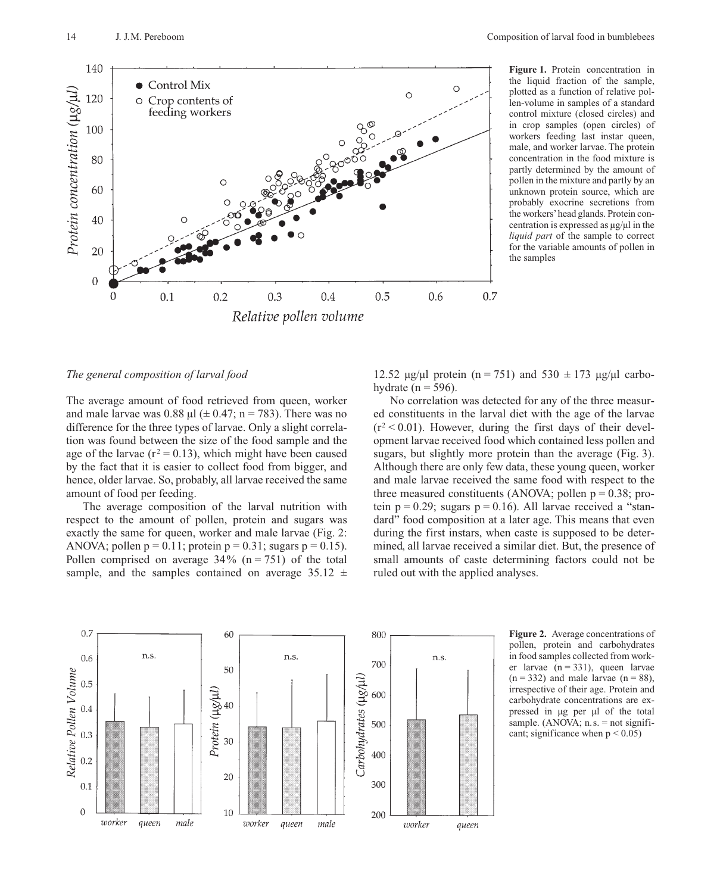**Figure 1.** Protein concentration in the liquid fraction of the sample, plotted as a function of relative pollen-volume in samples of a standard control mixture (closed circles) and in crop samples (open circles) of workers feeding last instar queen, male, and worker larvae. The protein concentration in the food mixture is partly determined by the amount of pollen in the mixture and partly by an unknown protein source, which are probably exocrine secretions from the workers' head glands. Protein concentration is expressed as μg/μl in the *liquid part* of the sample to correct for the variable amounts of pollen in the samples

*The general composition of larval food*

The average amount of food retrieved from queen, worker and male larvae was 0.88 μl (± 0.47; n = 783). There was no difference for the three types of larvae. Only a slight correlation was found between the size of the food sample and the age of the larvae ($r^2 = 0.13$), which might have been caused by the fact that it is easier to collect food from bigger, and hence, older larvae. So, probably, all larvae received the same amount of food per feeding.

The average composition of the larval nutrition with respect to the amount of pollen, protein and sugars was exactly the same for queen, worker and male larvae (Fig. 2: ANOVA; pollen $p = 0.11$; protein $p = 0.31$; sugars $p = 0.15$). Pollen comprised on average 34% (n = 751) of the total sample, and the samples contained on average 35.12 ± 12.52 μg/μl protein (n = 751) and 530 ± 173 μg/μl carbohydrate (n = 596).

No correlation was detected for any of the three measured constituents in the larval diet with the age of the larvae ($r^2 < 0.01$). However, during the first days of their development larvae received food which contained less pollen and sugars, but slightly more protein than the average (Fig. 3). Although there are only few data, these young queen, worker and male larvae received the same food with respect to the three measured constituents (ANOVA; pollen $p = 0.38$; protein $p = 0.29$; sugars $p = 0.16$). All larvae received a "standard" food composition at a later age. This means that even during the first instars, when caste is supposed to be determined, all larvae received a similar diet. But, the presence of small amounts of caste determining factors could not be ruled out with the applied analyses.

**Figure 2.** Average concentrations of pollen, protein and carbohydrates in food samples collected from worker larvae (n = 331), queen larvae (n = 332) and male larvae (n = 88), irrespective of their age. Protein and carbohydrate concentrations are expressed in μg per μl of the total sample. (ANOVA; n. s. = not significant; significance when $p < 0.05$)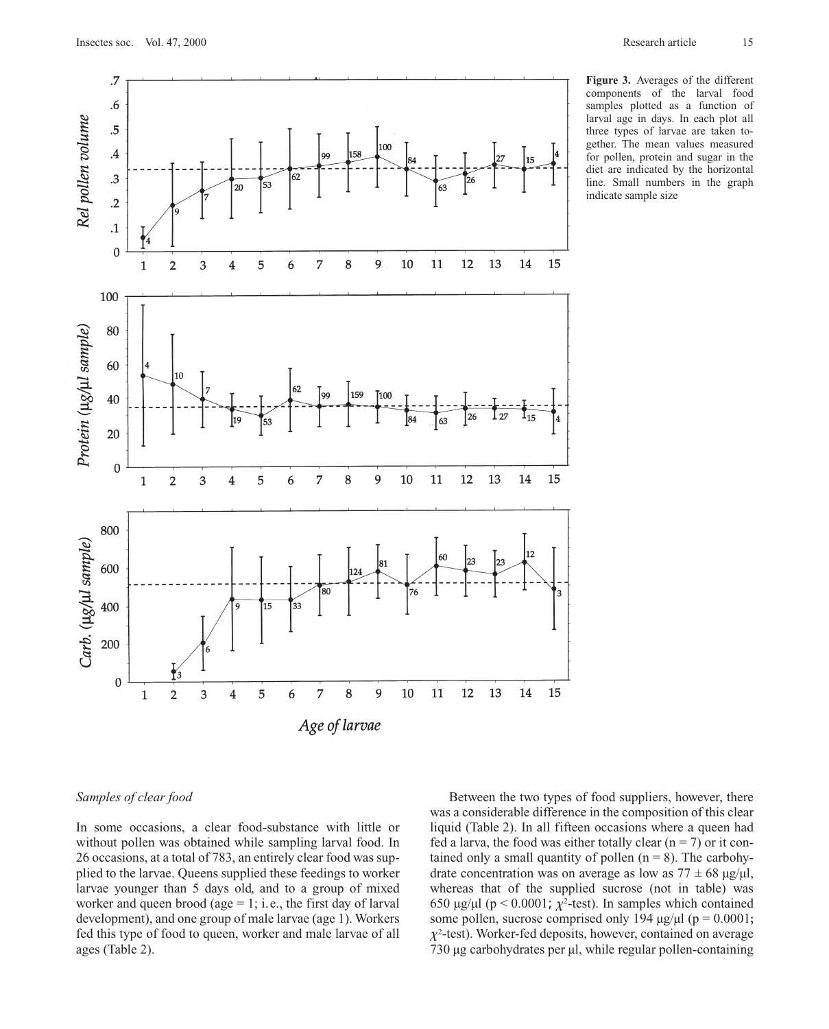**Figure 3.** Averages of the different components of the larval food samples plotted as a function of larval age in days. In each plot all three types of larvae are taken together. The mean values measured for pollen, protein and sugar in the diet are indicated by the horizontal line. Small numbers in the graph indicate sample size

### *Samples of clear food*

In some occasions, a clear food-substance with little or without pollen was obtained while sampling larval food. In 26 occasions, at a total of 783, an entirely clear food was supplied to the larvae. Queens supplied these feedings to worker larvae younger than 5 days old, and to a group of mixed worker and queen brood (age = 1; i.e., the first day of larval development), and one group of male larvae (age 1). Workers fed this type of food to queen, worker and male larvae of all ages (Table 2).

Between the two types of food suppliers, however, there was a considerable difference in the composition of this clear liquid (Table 2). In all fifteen occasions where a queen had fed a larva, the food was either totally clear (n = 7) or it contained only a small quantity of pollen (n = 8). The carbohydrate concentration was on average as low as 77 ± 68 µg/µl, whereas that of the supplied sucrose (not in table) was 650 µg/µl ($p < 0.0001$; $\chi^2$-test). In samples which contained some pollen, sucrose comprised only 194 µg/µl ($p = 0.0001$; $\chi^2$-test). Worker-fed deposits, however, contained on average 730 µg carbohydrates per µl, while regular pollen-containing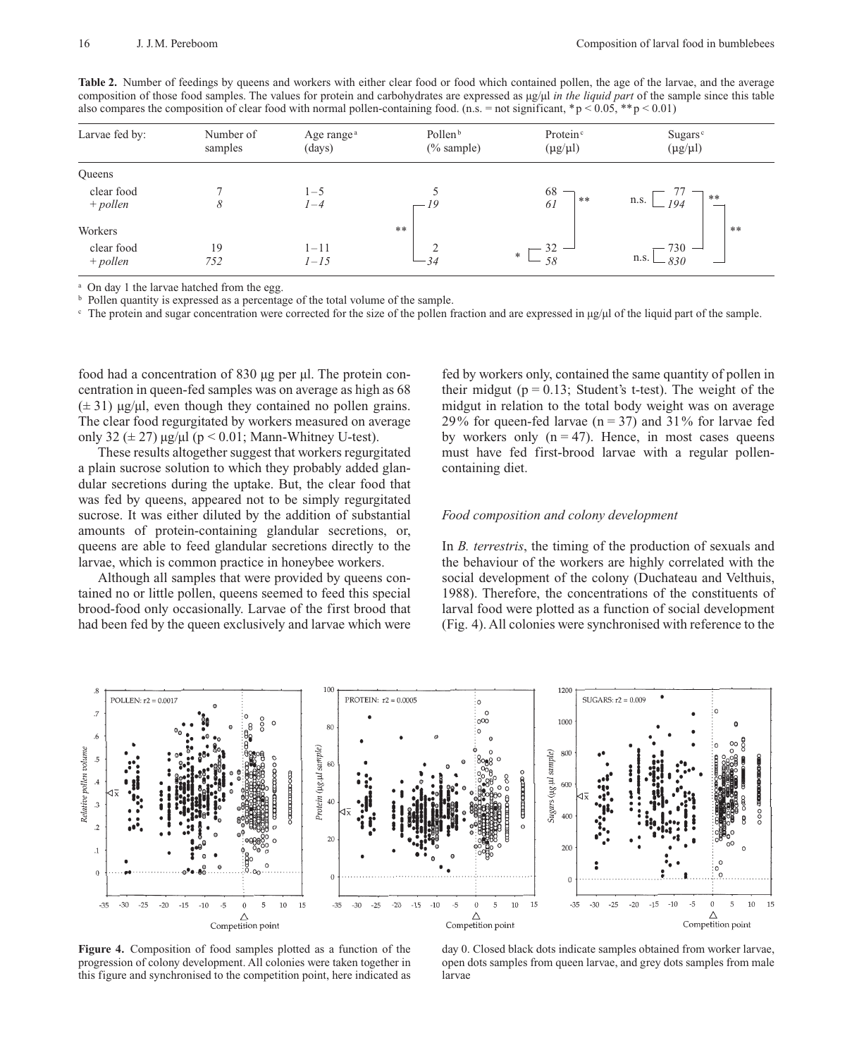**Table 2.** Number of feedings by queens and workers with either clear food or food which contained pollen, the age of the larvae, and the average composition of those food samples. The values for protein and carbohydrates are expressed as µg/µl *in the liquid part* of the sample since this table also compares the composition of clear food with normal pollen-containing food. (n.s. = not significant, * p < 0.05, ** p < 0.01)

| Larvae fed by: | Number of samples | Age range[a] (days) | Pollen[b] (% sample) | Protein[c] (µg/µl) | Sugars[c] (µg/µl) |
|---|---|---|---|---|---|
| Queens | | | | | |
| clear food | 7 | 1–5 | 5 | 68 | 77 |
| *+ pollen* | *8* | *1–4* | *19* | *61* | *194* |
| Workers | | | | | |
| clear food | 19 | 1–11 | 2 | 32 | 730 |
| *+ pollen* | *752* | *1–15* | *34* | *58* | *830* |

Significance: Pollen, queens + pollen vs workers + pollen: **. Protein, queens clear food vs workers clear food: **; workers clear food vs workers + pollen: *. Sugars, queens clear food vs queens + pollen: n.s.; queens clear food vs workers clear food: **; queens + pollen vs workers + pollen: **; workers clear food vs workers + pollen: n.s.

[a] On day 1 the larvae hatched from the egg.
[b] Pollen quantity is expressed as a percentage of the total volume of the sample.
[c] The protein and sugar concentration were corrected for the size of the pollen fraction and are expressed in µg/µl of the liquid part of the sample.

food had a concentration of 830 µg per µl. The protein concentration in queen-fed samples was on average as high as 68 (± 31) µg/µl, even though they contained no pollen grains. The clear food regurgitated by workers measured on average only 32 (± 27) µg/µl ($p < 0.01$; Mann-Whitney U-test).

These results altogether suggest that workers regurgitated a plain sucrose solution to which they probably added glandular secretions during the uptake. But, the clear food that was fed by queens, appeared not to be simply regurgitated sucrose. It was either diluted by the addition of substantial amounts of protein-containing glandular secretions, or, queens are able to feed glandular secretions directly to the larvae, which is common practice in honeybee workers.

Although all samples that were provided by queens contained no or little pollen, queens seemed to feed this special brood-food only occasionally. Larvae of the first brood that had been fed by the queen exclusively and larvae which were fed by workers only, contained the same quantity of pollen in their midgut ($p = 0.13$; Student's t-test). The weight of the midgut in relation to the total body weight was on average 29% for queen-fed larvae ($n = 37$) and 31% for larvae fed by workers only ($n = 47$). Hence, in most cases queens must have fed first-brood larvae with a regular pollen-containing diet.

### *Food composition and colony development*

In *B. terrestris*, the timing of the production of sexuals and the behaviour of the workers are highly correlated with the social development of the colony (Duchateau and Velthuis, 1988). Therefore, the concentrations of the constituents of larval food were plotted as a function of social development (Fig. 4). All colonies were synchronised with reference to the

**Figure 4.** Composition of food samples plotted as a function of the progression of colony development. All colonies were taken together in this figure and synchronised to the competition point, here indicated as day 0. Closed black dots indicate samples obtained from worker larvae, open dots samples from queen larvae, and grey dots samples from male larvae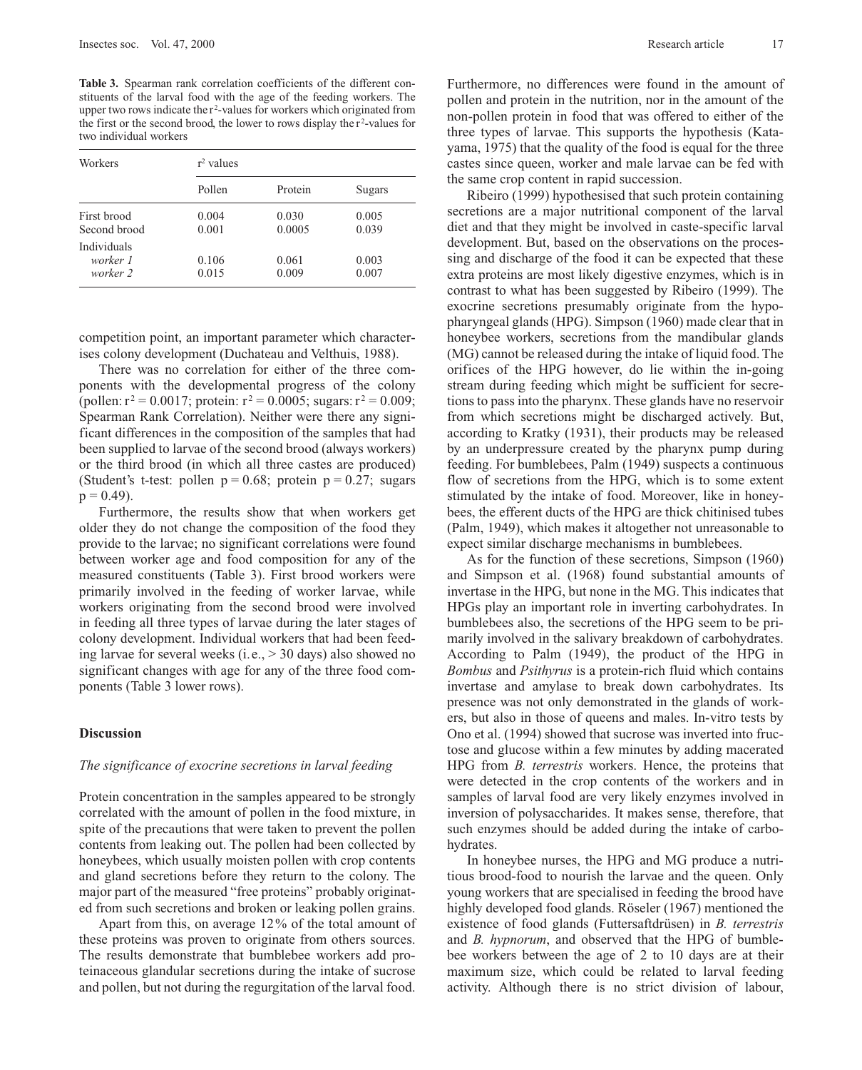**Table 3.** Spearman rank correlation coefficients of the different constituents of the larval food with the age of the feeding workers. The upper two rows indicate the $r^2$-values for workers which originated from the first or the second brood, the lower to rows display the $r^2$-values for two individual workers

| Workers | $r^2$ values | | |
|---|---|---|---|
| | Pollen | Protein | Sugars |
| First brood | 0.004 | 0.030 | 0.005 |
| Second brood | 0.001 | 0.0005 | 0.039 |
| Individuals | | | |
| *worker 1* | 0.106 | 0.061 | 0.003 |
| *worker 2* | 0.015 | 0.009 | 0.007 |

competition point, an important parameter which characterises colony development (Duchateau and Velthuis, 1988).

There was no correlation for either of the three components with the developmental progress of the colony (pollen: $r^2 = 0.0017$; protein: $r^2 = 0.0005$; sugars: $r^2 = 0.009$; Spearman Rank Correlation). Neither were there any significant differences in the composition of the samples that had been supplied to larvae of the second brood (always workers) or the third brood (in which all three castes are produced) (Student's t-test: pollen $p = 0.68$; protein $p = 0.27$; sugars $p = 0.49$).

Furthermore, the results show that when workers get older they do not change the composition of the food they provide to the larvae; no significant correlations were found between worker age and food composition for any of the measured constituents (Table 3). First brood workers were primarily involved in the feeding of worker larvae, while workers originating from the second brood were involved in feeding all three types of larvae during the later stages of colony development. Individual workers that had been feeding larvae for several weeks (i.e., > 30 days) also showed no significant changes with age for any of the three food components (Table 3 lower rows).

## Discussion

### *The significance of exocrine secretions in larval feeding*

Protein concentration in the samples appeared to be strongly correlated with the amount of pollen in the food mixture, in spite of the precautions that were taken to prevent the pollen contents from leaking out. The pollen had been collected by honeybees, which usually moisten pollen with crop contents and gland secretions before they return to the colony. The major part of the measured "free proteins" probably originated from such secretions and broken or leaking pollen grains.

Apart from this, on average 12% of the total amount of these proteins was proven to originate from others sources. The results demonstrate that bumblebee workers add proteinaceous glandular secretions during the intake of sucrose and pollen, but not during the regurgitation of the larval food. Furthermore, no differences were found in the amount of pollen and protein in the nutrition, nor in the amount of the non-pollen protein in food that was offered to either of the three types of larvae. This supports the hypothesis (Katayama, 1975) that the quality of the food is equal for the three castes since queen, worker and male larvae can be fed with the same crop content in rapid succession.

Ribeiro (1999) hypothesised that such protein containing secretions are a major nutritional component of the larval diet and that they might be involved in caste-specific larval development. But, based on the observations on the processing and discharge of the food it can be expected that these extra proteins are most likely digestive enzymes, which is in contrast to what has been suggested by Ribeiro (1999). The exocrine secretions presumably originate from the hypopharyngeal glands (HPG). Simpson (1960) made clear that in honeybee workers, secretions from the mandibular glands (MG) cannot be released during the intake of liquid food. The orifices of the HPG however, do lie within the in-going stream during feeding which might be sufficient for secretions to pass into the pharynx. These glands have no reservoir from which secretions might be discharged actively. But, according to Kratky (1931), their products may be released by an underpressure created by the pharynx pump during feeding. For bumblebees, Palm (1949) suspects a continuous flow of secretions from the HPG, which is to some extent stimulated by the intake of food. Moreover, like in honeybees, the efferent ducts of the HPG are thick chitinised tubes (Palm, 1949), which makes it altogether not unreasonable to expect similar discharge mechanisms in bumblebees.

As for the function of these secretions, Simpson (1960) and Simpson et al. (1968) found substantial amounts of invertase in the HPG, but none in the MG. This indicates that HPGs play an important role in inverting carbohydrates. In bumblebees also, the secretions of the HPG seem to be primarily involved in the salivary breakdown of carbohydrates. According to Palm (1949), the product of the HPG in *Bombus* and *Psithyrus* is a protein-rich fluid which contains invertase and amylase to break down carbohydrates. Its presence was not only demonstrated in the glands of workers, but also in those of queens and males. In-vitro tests by Ono et al. (1994) showed that sucrose was inverted into fructose and glucose within a few minutes by adding macerated HPG from *B. terrestris* workers. Hence, the proteins that were detected in the crop contents of the workers and in samples of larval food are very likely enzymes involved in inversion of polysaccharides. It makes sense, therefore, that such enzymes should be added during the intake of carbohydrates.

In honeybee nurses, the HPG and MG produce a nutritious brood-food to nourish the larvae and the queen. Only young workers that are specialised in feeding the brood have highly developed food glands. Röseler (1967) mentioned the existence of food glands (Futtersaftdrüsen) in *B. terrestris* and *B. hypnorum*, and observed that the HPG of bumblebee workers between the age of 2 to 10 days are at their maximum size, which could be related to larval feeding activity. Although there is no strict division of labour,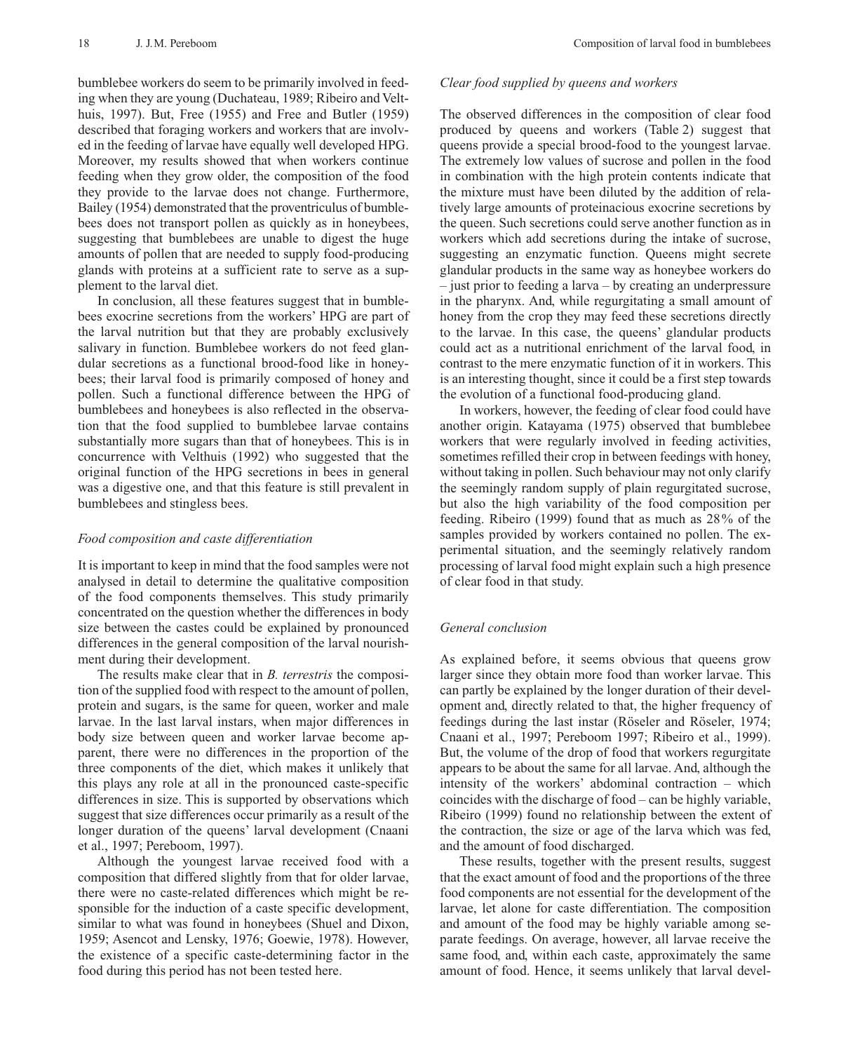bumblebee workers do seem to be primarily involved in feeding when they are young (Duchateau, 1989; Ribeiro and Velthuis, 1997). But, Free (1955) and Free and Butler (1959) described that foraging workers and workers that are involved in the feeding of larvae have equally well developed HPG. Moreover, my results showed that when workers continue feeding when they grow older, the composition of the food they provide to the larvae does not change. Furthermore, Bailey (1954) demonstrated that the proventriculus of bumblebees does not transport pollen as quickly as in honeybees, suggesting that bumblebees are unable to digest the huge amounts of pollen that are needed to supply food-producing glands with proteins at a sufficient rate to serve as a supplement to the larval diet.

In conclusion, all these features suggest that in bumblebees exocrine secretions from the workers' HPG are part of the larval nutrition but that they are probably exclusively salivary in function. Bumblebee workers do not feed glandular secretions as a functional brood-food like in honeybees; their larval food is primarily composed of honey and pollen. Such a functional difference between the HPG of bumblebees and honeybees is also reflected in the observation that the food supplied to bumblebee larvae contains substantially more sugars than that of honeybees. This is in concurrence with Velthuis (1992) who suggested that the original function of the HPG secretions in bees in general was a digestive one, and that this feature is still prevalent in bumblebees and stingless bees.

### *Food composition and caste differentiation*

It is important to keep in mind that the food samples were not analysed in detail to determine the qualitative composition of the food components themselves. This study primarily concentrated on the question whether the differences in body size between the castes could be explained by pronounced differences in the general composition of the larval nourishment during their development.

The results make clear that in *B. terrestris* the composition of the supplied food with respect to the amount of pollen, protein and sugars, is the same for queen, worker and male larvae. In the last larval instars, when major differences in body size between queen and worker larvae become apparent, there were no differences in the proportion of the three components of the diet, which makes it unlikely that this plays any role at all in the pronounced caste-specific differences in size. This is supported by observations which suggest that size differences occur primarily as a result of the longer duration of the queens' larval development (Cnaani et al., 1997; Pereboom, 1997).

Although the youngest larvae received food with a composition that differed slightly from that for older larvae, there were no caste-related differences which might be responsible for the induction of a caste specific development, similar to what was found in honeybees (Shuel and Dixon, 1959; Asencot and Lensky, 1976; Goewie, 1978). However, the existence of a specific caste-determining factor in the food during this period has not been tested here.

### *Clear food supplied by queens and workers*

The observed differences in the composition of clear food produced by queens and workers (Table 2) suggest that queens provide a special brood-food to the youngest larvae. The extremely low values of sucrose and pollen in the food in combination with the high protein contents indicate that the mixture must have been diluted by the addition of relatively large amounts of proteinacious exocrine secretions by the queen. Such secretions could serve another function as in workers which add secretions during the intake of sucrose, suggesting an enzymatic function. Queens might secrete glandular products in the same way as honeybee workers do – just prior to feeding a larva – by creating an underpressure in the pharynx. And, while regurgitating a small amount of honey from the crop they may feed these secretions directly to the larvae. In this case, the queens' glandular products could act as a nutritional enrichment of the larval food, in contrast to the mere enzymatic function of it in workers. This is an interesting thought, since it could be a first step towards the evolution of a functional food-producing gland.

In workers, however, the feeding of clear food could have another origin. Katayama (1975) observed that bumblebee workers that were regularly involved in feeding activities, sometimes refilled their crop in between feedings with honey, without taking in pollen. Such behaviour may not only clarify the seemingly random supply of plain regurgitated sucrose, but also the high variability of the food composition per feeding. Ribeiro (1999) found that as much as 28% of the samples provided by workers contained no pollen. The experimental situation, and the seemingly relatively random processing of larval food might explain such a high presence of clear food in that study.

### *General conclusion*

As explained before, it seems obvious that queens grow larger since they obtain more food than worker larvae. This can partly be explained by the longer duration of their development and, directly related to that, the higher frequency of feedings during the last instar (Röseler and Röseler, 1974; Cnaani et al., 1997; Pereboom 1997; Ribeiro et al., 1999). But, the volume of the drop of food that workers regurgitate appears to be about the same for all larvae. And, although the intensity of the workers' abdominal contraction – which coincides with the discharge of food – can be highly variable, Ribeiro (1999) found no relationship between the extent of the contraction, the size or age of the larva which was fed, and the amount of food discharged.

These results, together with the present results, suggest that the exact amount of food and the proportions of the three food components are not essential for the development of the larvae, let alone for caste differentiation. The composition and amount of the food may be highly variable among separate feedings. On average, however, all larvae receive the same food, and, within each caste, approximately the same amount of food. Hence, it seems unlikely that larval devel-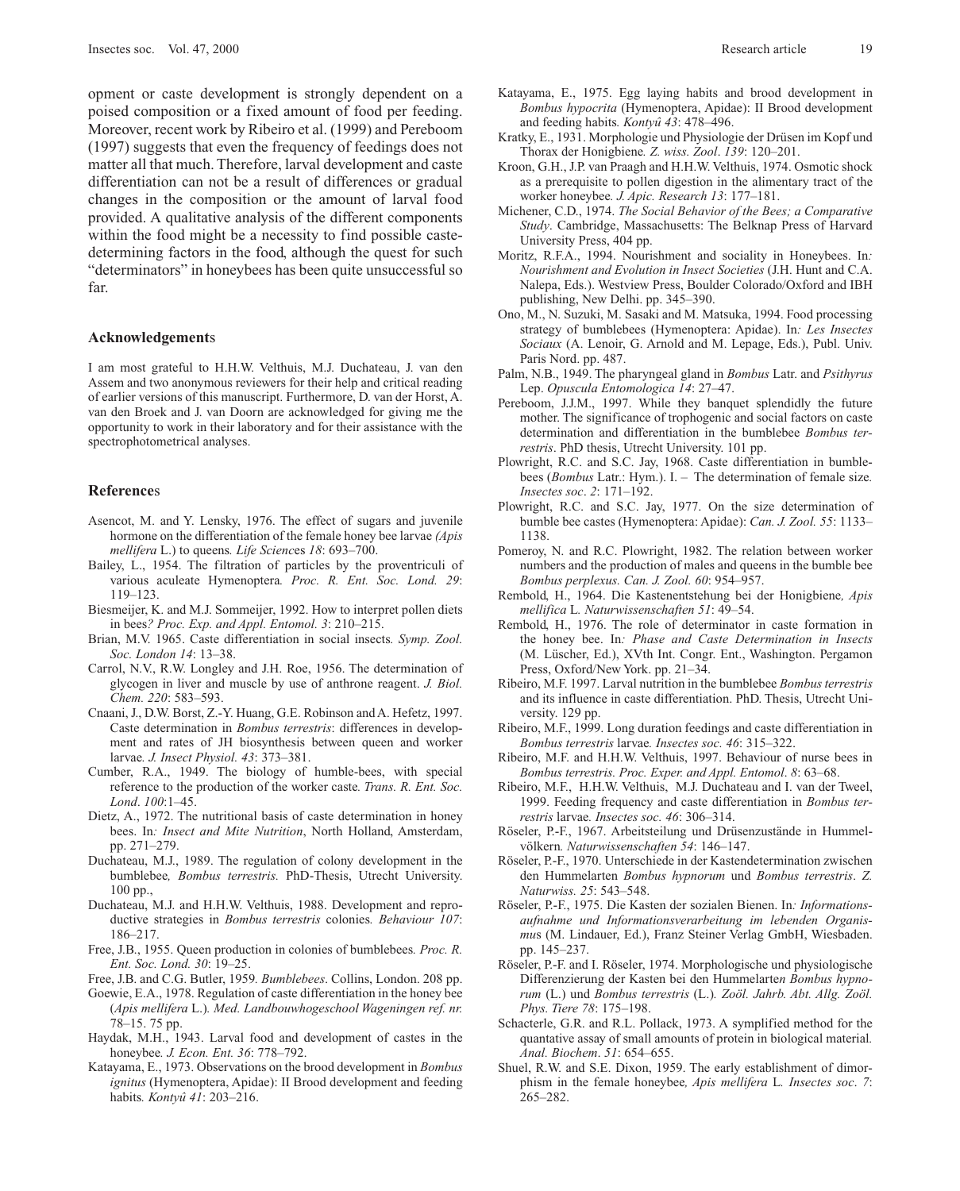opment or caste development is strongly dependent on a poised composition or a fixed amount of food per feeding. Moreover, recent work by Ribeiro et al. (1999) and Pereboom (1997) suggests that even the frequency of feedings does not matter all that much. Therefore, larval development and caste differentiation can not be a result of differences or gradual changes in the composition or the amount of larval food provided. A qualitative analysis of the different components within the food might be a necessity to find possible caste-determining factors in the food, although the quest for such "determinators" in honeybees has been quite unsuccessful so far.

## Acknowledgements

I am most grateful to H.H.W. Velthuis, M.J. Duchateau, J. van den Assem and two anonymous reviewers for their help and critical reading of earlier versions of this manuscript. Furthermore, D. van der Horst, A. van den Broek and J. van Doorn are acknowledged for giving me the opportunity to work in their laboratory and for their assistance with the spectrophotometrical analyses.

## References

Asencot, M. and Y. Lensky, 1976. The effect of sugars and juvenile hormone on the differentiation of the female honey bee larvae *(Apis mellifera* L.) to queens. *Life Sciences 18*: 693–700.

Bailey, L., 1954. The filtration of particles by the proventriculi of various aculeate Hymenoptera. *Proc. R. Ent. Soc. Lond. 29*: 119–123.

Biesmeijer, K. and M.J. Sommeijer, 1992. How to interpret pollen diets in bees*? Proc. Exp. and Appl. Entomol. 3*: 210–215.

Brian, M.V. 1965. Caste differentiation in social insects. *Symp. Zool. Soc. London 14*: 13–38.

Carrol, N.V., R.W. Longley and J.H. Roe, 1956. The determination of glycogen in liver and muscle by use of anthrone reagent. *J. Biol. Chem. 220*: 583–593.

Cnaani, J., D.W. Borst, Z.-Y. Huang, G.E. Robinson and A. Hefetz, 1997. Caste determination in *Bombus terrestris*: differences in development and rates of JH biosynthesis between queen and worker larvae. *J. Insect Physiol. 43*: 373–381.

Cumber, R.A., 1949. The biology of humble-bees, with special reference to the production of the worker caste. *Trans. R. Ent. Soc. Lond*. *100*:1–45.

Dietz, A., 1972. The nutritional basis of caste determination in honey bees. In*: Insect and Mite Nutrition*, North Holland, Amsterdam, pp. 271–279.

Duchateau, M.J., 1989. The regulation of colony development in the bumblebee*, Bombus terrestris*. PhD-Thesis, Utrecht University. 100 pp.,

Duchateau, M.J. and H.H.W. Velthuis, 1988. Development and reproductive strategies in *Bombus terrestris* colonies. *Behaviour 107*: 186–217.

Free, J.B., 1955. Queen production in colonies of bumblebees. *Proc. R. Ent. Soc. Lond. 30*: 19–25.

Free, J.B. and C.G. Butler, 1959. *Bumblebees*. Collins, London. 208 pp.

Goewie, E.A., 1978. Regulation of caste differentiation in the honey bee (*Apis mellifera* L.). *Med. Landbouwhogeschool Wageningen ref. nr.* 78–15. 75 pp.

Haydak, M.H., 1943. Larval food and development of castes in the honeybee. *J. Econ. Ent. 36*: 778–792.

Katayama, E., 1973. Observations on the brood development in *Bombus ignitus* (Hymenoptera, Apidae): II Brood development and feeding habits. *Kontyû 41*: 203–216.

Katayama, E., 1975. Egg laying habits and brood development in *Bombus hypocrita* (Hymenoptera, Apidae): II Brood development and feeding habits. *Kontyû 43*: 478–496.

Kratky, E., 1931. Morphologie und Physiologie der Drüsen im Kopf und Thorax der Honigbiene. *Z. wiss. Zool*. *139*: 120–201.

Kroon, G.H., J.P. van Praagh and H.H.W. Velthuis, 1974. Osmotic shock as a prerequisite to pollen digestion in the alimentary tract of the worker honeybee. *J. Apic. Research 13*: 177–181.

Michener, C.D., 1974. *The Social Behavior of the Bees; a Comparative Study*. Cambridge, Massachusetts: The Belknap Press of Harvard University Press, 404 pp.

Moritz, R.F.A., 1994. Nourishment and sociality in Honeybees. In*: Nourishment and Evolution in Insect Societies* (J.H. Hunt and C.A. Nalepa, Eds.). Westview Press, Boulder Colorado/Oxford and IBH publishing, New Delhi. pp. 345–390.

Ono, M., N. Suzuki, M. Sasaki and M. Matsuka, 1994. Food processing strategy of bumblebees (Hymenoptera: Apidae). In*: Les Insectes Sociaux* (A. Lenoir, G. Arnold and M. Lepage, Eds.), Publ. Univ. Paris Nord. pp. 487.

Palm, N.B., 1949. The pharyngeal gland in *Bombus* Latr. and *Psithyrus* Lep. *Opuscula Entomologica 14*: 27–47.

Pereboom, J.J.M., 1997. While they banquet splendidly the future mother. The significance of trophogenic and social factors on caste determination and differentiation in the bumblebee *Bombus terrestris*. PhD thesis, Utrecht University. 101 pp.

Plowright, R.C. and S.C. Jay, 1968. Caste differentiation in bumblebees (*Bombus* Latr.: Hym.). I. – The determination of female size. *Insectes soc*. *2*: 171–192.

Plowright, R.C. and S.C. Jay, 1977. On the size determination of bumble bee castes (Hymenoptera: Apidae): *Can. J. Zool. 55*: 1133–1138.

Pomeroy, N. and R.C. Plowright, 1982. The relation between worker numbers and the production of males and queens in the bumble bee *Bombus perplexus. Can. J. Zool. 60*: 954–957.

Rembold, H., 1964. Die Kastenentstehung bei der Honigbiene*, Apis mellifica* L. *Naturwissenschaften 51*: 49–54.

Rembold, H., 1976. The role of determinator in caste formation in the honey bee. In*: Phase and Caste Determination in Insects* (M. Lüscher, Ed.), XVth Int. Congr. Ent., Washington. Pergamon Press, Oxford/New York. pp. 21–34.

Ribeiro, M.F. 1997. Larval nutrition in the bumblebee *Bombus terrestris* and its influence in caste differentiation. PhD. Thesis, Utrecht University. 129 pp.

Ribeiro, M.F., 1999. Long duration feedings and caste differentiation in *Bombus terrestris* larvae. *Insectes soc. 46*: 315–322.

Ribeiro, M.F. and H.H.W. Velthuis, 1997. Behaviour of nurse bees in *Bombus terrestris. Proc. Exper. and Appl. Entomol*. *8*: 63–68.

Ribeiro, M.F., H.H.W. Velthuis, M.J. Duchateau and I. van der Tweel, 1999. Feeding frequency and caste differentiation in *Bombus terrestris* larvae. *Insectes soc. 46*: 306–314.

Röseler, P.-F., 1967. Arbeitsteilung und Drüsenzustände in Hummelvölkern. *Naturwissenschaften 54*: 146–147.

Röseler, P.-F., 1970. Unterschiede in der Kastendetermination zwischen den Hummelarten *Bombus hypnorum* und *Bombus terrestris*. *Z. Naturwiss. 25*: 543–548.

Röseler, P.-F., 1975. Die Kasten der sozialen Bienen. In*: Informationsaufnahme und Informationsverarbeitung im lebenden Organismus* (M. Lindauer, Ed.), Franz Steiner Verlag GmbH, Wiesbaden. pp. 145–237.

Röseler, P.-F. and I. Röseler, 1974. Morphologische und physiologische Differenzierung der Kasten bei den Hummelarten *Bombus hypnorum* (L.) und *Bombus terrestris* (L.). *Zoöl. Jahrb. Abt. Allg. Zoöl. Phys. Tiere 78*: 175–198.

Schacterle, G.R. and R.L. Pollack, 1973. A symplified method for the quantative assay of small amounts of protein in biological material. *Anal. Biochem*. *51*: 654–655.

Shuel, R.W. and S.E. Dixon, 1959. The early establishment of dimorphism in the female honeybee*, Apis mellifera* L. *Insectes soc*. *7*: 265–282.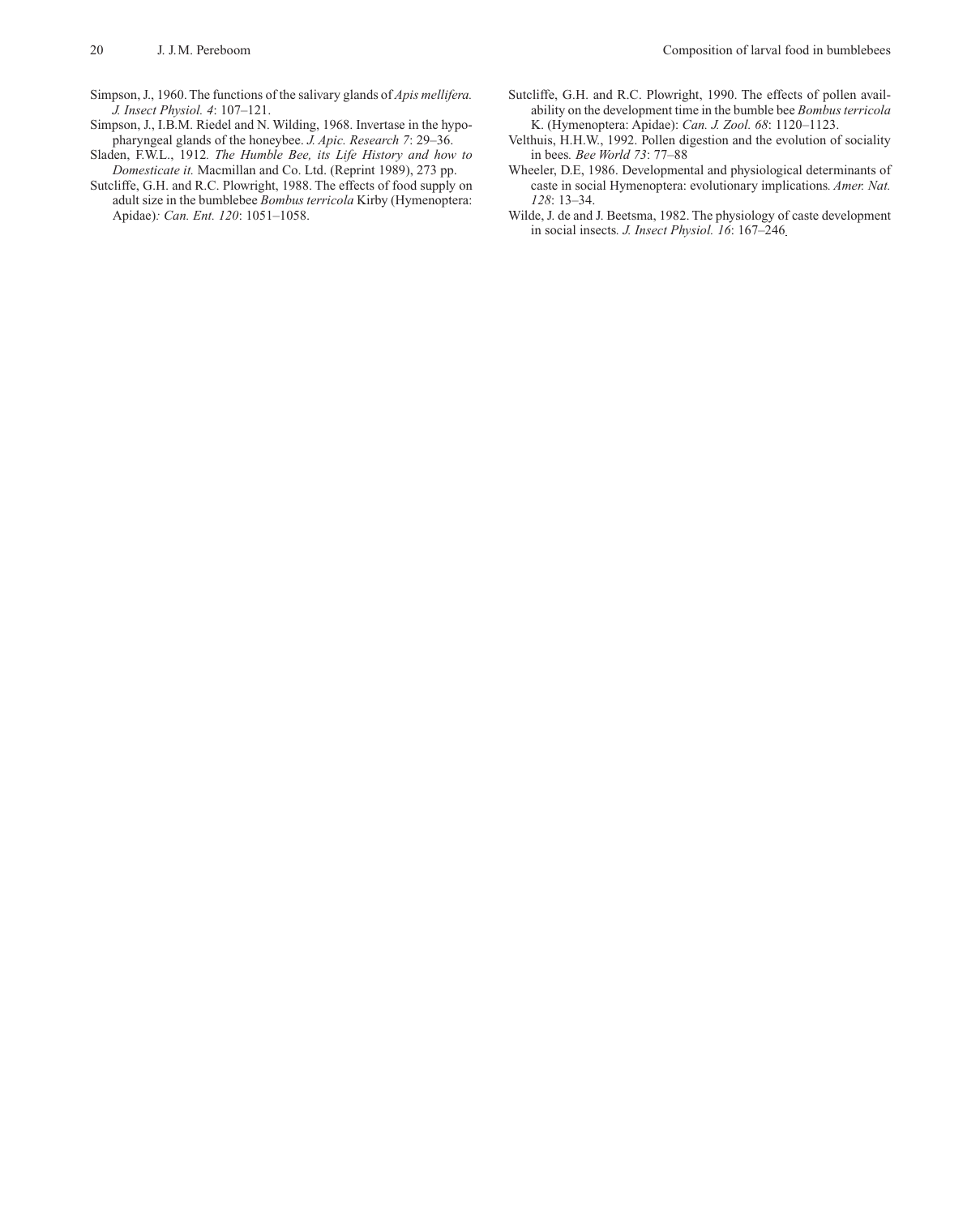Simpson, J., 1960. The functions of the salivary glands of *Apis mellifera. J. Insect Physiol. 4*: 107–121.

Simpson, J., I.B.M. Riedel and N. Wilding, 1968. Invertase in the hypopharyngeal glands of the honeybee. *J. Apic. Research 7*: 29–36.

Sladen, F.W.L., 1912. *The Humble Bee, its Life History and how to Domesticate it.* Macmillan and Co. Ltd. (Reprint 1989), 273 pp.

Sutcliffe, G.H. and R.C. Plowright, 1988. The effects of food supply on adult size in the bumblebee *Bombus terricola* Kirby (Hymenoptera: Apidae)*: Can. Ent. 120*: 1051–1058.

Sutcliffe, G.H. and R.C. Plowright, 1990. The effects of pollen availability on the development time in the bumble bee *Bombus terricola* K. (Hymenoptera: Apidae): *Can. J. Zool. 68*: 1120–1123.

Velthuis, H.H.W., 1992. Pollen digestion and the evolution of sociality in bees*. Bee World 73*: 77–88

Wheeler, D.E, 1986. Developmental and physiological determinants of caste in social Hymenoptera: evolutionary implications*. Amer. Nat. 128*: 13–34.

Wilde, J. de and J. Beetsma, 1982. The physiology of caste development in social insects*. J. Insect Physiol. 16*: 167–246.